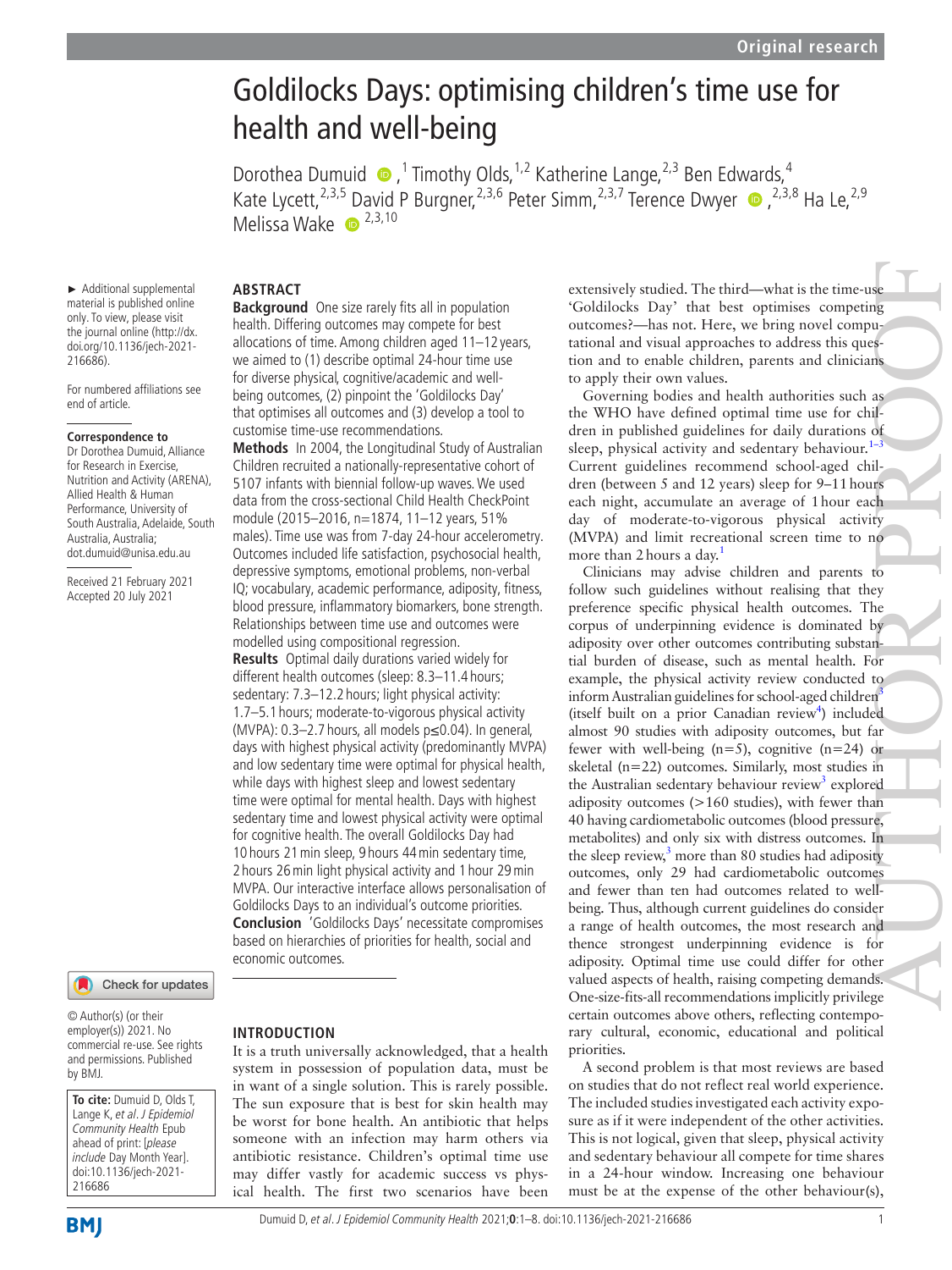Original research

# Goldilocks Days: optimising children's time use for health and well-being

Dorothea Dumuid,[1] Timothy Olds,[1,2] Katherine Lange,[2,3] Ben Edwards,[4] Kate Lycett,[2,3,5] David P Burgner,[2,3,6] Peter Simm,[2,3,7] Terence Dwyer,[2,3,8] Ha Le,[2,9] Melissa Wake[2,3,10]

► Additional supplemental material is published online only. To view, please visit the journal online (http://dx.doi.org/10.1136/jech-2021-216686).

For numbered affiliations see end of article.

**Correspondence to**
Dr Dorothea Dumuid, Alliance for Research in Exercise, Nutrition and Activity (ARENA), Allied Health & Human Performance, University of South Australia, Adelaide, South Australia, Australia; dot.dumuid@unisa.edu.au

Received 21 February 2021
Accepted 20 July 2021

© Author(s) (or their employer(s)) 2021. No commercial re-use. See rights and permissions. Published by BMJ.

**To cite:** Dumuid D, Olds T, Lange K, *et al. J Epidemiol Community Health* Epub ahead of print: [*please include* Day Month Year]. doi:10.1136/jech-2021-216686

## ABSTRACT

**Background** One size rarely fits all in population health. Differing outcomes may compete for best allocations of time. Among children aged 11–12 years, we aimed to (1) describe optimal 24-hour time use for diverse physical, cognitive/academic and well-being outcomes, (2) pinpoint the 'Goldilocks Day' that optimises all outcomes and (3) develop a tool to customise time-use recommendations.

**Methods** In 2004, the Longitudinal Study of Australian Children recruited a nationally-representative cohort of 5107 infants with biennial follow-up waves. We used data from the cross-sectional Child Health CheckPoint module (2015–2016, n=1874, 11–12 years, 51% males). Time use was from 7-day 24-hour accelerometry. Outcomes included life satisfaction, psychosocial health, depressive symptoms, emotional problems, non-verbal IQ; vocabulary, academic performance, adiposity, fitness, blood pressure, inflammatory biomarkers, bone strength. Relationships between time use and outcomes were modelled using compositional regression.

**Results** Optimal daily durations varied widely for different health outcomes (sleep: 8.3–11.4 hours; sedentary: 7.3–12.2 hours; light physical activity: 1.7–5.1 hours; moderate-to-vigorous physical activity (MVPA): 0.3–2.7 hours, all models p≤0.04). In general, days with highest physical activity (predominantly MVPA) and low sedentary time were optimal for physical health, while days with highest sleep and lowest sedentary time were optimal for mental health. Days with highest sedentary time and lowest physical activity were optimal for cognitive health. The overall Goldilocks Day had 10 hours 21 min sleep, 9 hours 44 min sedentary time, 2 hours 26 min light physical activity and 1 hour 29 min MVPA. Our interactive interface allows personalisation of Goldilocks Days to an individual's outcome priorities.

**Conclusion** 'Goldilocks Days' necessitate compromises based on hierarchies of priorities for health, social and economic outcomes.

## INTRODUCTION

It is a truth universally acknowledged, that a health system in possession of population data, must be in want of a single solution. This is rarely possible. The sun exposure that is best for skin health may be worst for bone health. An antibiotic that helps someone with an infection may harm others via antibiotic resistance. Children's optimal time use may differ vastly for academic success vs physical health. The first two scenarios have been extensively studied. The third—what is the time-use 'Goldilocks Day' that best optimises competing outcomes?—has not. Here, we bring novel computational and visual approaches to address this question and to enable children, parents and clinicians to apply their own values.

Governing bodies and health authorities such as the WHO have defined optimal time use for children in published guidelines for daily durations of sleep, physical activity and sedentary behaviour.[1–3] Current guidelines recommend school-aged children (between 5 and 12 years) sleep for 9–11 hours each night, accumulate an average of 1 hour each day of moderate-to-vigorous physical activity (MVPA) and limit recreational screen time to no more than 2 hours a day.[1]

Clinicians may advise children and parents to follow such guidelines without realising that they preference specific physical health outcomes. The corpus of underpinning evidence is dominated by adiposity over other outcomes contributing substantial burden of disease, such as mental health. For example, the physical activity review conducted to inform Australian guidelines for school-aged children[3] (itself built on a prior Canadian review[4]) included almost 90 studies with adiposity outcomes, but far fewer with well-being (n=5), cognitive (n=24) or skeletal (n=22) outcomes. Similarly, most studies in the Australian sedentary behaviour review[3] explored adiposity outcomes (>160 studies), with fewer than 40 having cardiometabolic outcomes (blood pressure, metabolites) and only six with distress outcomes. In the sleep review,[3] more than 80 studies had adiposity outcomes, only 29 had cardiometabolic outcomes and fewer than ten had outcomes related to well-being. Thus, although current guidelines do consider a range of health outcomes, the most research and thence strongest underpinning evidence is for adiposity. Optimal time use could differ for other valued aspects of health, raising competing demands. One-size-fits-all recommendations implicitly privilege certain outcomes above others, reflecting contemporary cultural, economic, educational and political priorities.

A second problem is that most reviews are based on studies that do not reflect real world experience. The included studies investigated each activity exposure as if it were independent of the other activities. This is not logical, given that sleep, physical activity and sedentary behaviour all compete for time shares in a 24-hour window. Increasing one behaviour must be at the expense of the other behaviour(s),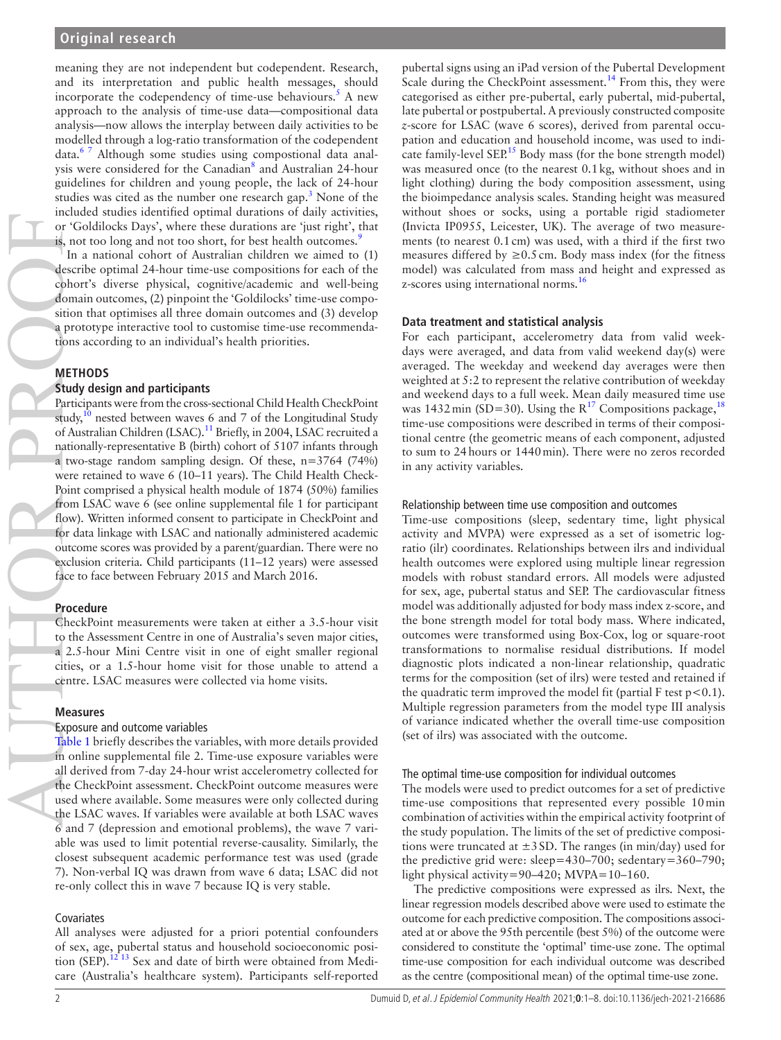meaning they are not independent but codependent. Research, and its interpretation and public health messages, should incorporate the codependency of time-use behaviours.[5] A new approach to the analysis of time-use data—compositional data analysis—now allows the interplay between daily activities to be modelled through a log-ratio transformation of the codependent data.[6 7] Although some studies using compostional data analysis were considered for the Canadian[8] and Australian 24-hour guidelines for children and young people, the lack of 24-hour studies was cited as the number one research gap.[3] None of the included studies identified optimal durations of daily activities, or 'Goldilocks Days', where these durations are 'just right', that is, not too long and not too short, for best health outcomes.[9]

In a national cohort of Australian children we aimed to (1) describe optimal 24-hour time-use compositions for each of the cohort's diverse physical, cognitive/academic and well-being domain outcomes, (2) pinpoint the 'Goldilocks' time-use composition that optimises all three domain outcomes and (3) develop a prototype interactive tool to customise time-use recommendations according to an individual's health priorities.

## METHODS

### Study design and participants

Participants were from the cross-sectional Child Health CheckPoint study,[10] nested between waves 6 and 7 of the Longitudinal Study of Australian Children (LSAC).[11] Briefly, in 2004, LSAC recruited a nationally-representative B (birth) cohort of 5107 infants through a two-stage random sampling design. Of these, n=3764 (74%) were retained to wave 6 (10–11 years). The Child Health CheckPoint comprised a physical health module of 1874 (50%) families from LSAC wave 6 (see online supplemental file 1 for participant flow). Written informed consent to participate in CheckPoint and for data linkage with LSAC and nationally administered academic outcome scores was provided by a parent/guardian. There were no exclusion criteria. Child participants (11–12 years) were assessed face to face between February 2015 and March 2016.

### Procedure

CheckPoint measurements were taken at either a 3.5-hour visit to the Assessment Centre in one of Australia's seven major cities, a 2.5-hour Mini Centre visit in one of eight smaller regional cities, or a 1.5-hour home visit for those unable to attend a centre. LSAC measures were collected via home visits.

### Measures

#### Exposure and outcome variables

Table 1 briefly describes the variables, with more details provided in online supplemental file 2. Time-use exposure variables were all derived from 7-day 24-hour wrist accelerometry collected for the CheckPoint assessment. CheckPoint outcome measures were used where available. Some measures were only collected during the LSAC waves. If variables were available at both LSAC waves 6 and 7 (depression and emotional problems), the wave 7 variable was used to limit potential reverse-causality. Similarly, the closest subsequent academic performance test was used (grade 7). Non-verbal IQ was drawn from wave 6 data; LSAC did not re-only collect this in wave 7 because IQ is very stable.

#### Covariates

All analyses were adjusted for a priori potential confounders of sex, age, pubertal status and household socioeconomic position (SEP).[12 13] Sex and date of birth were obtained from Medicare (Australia's healthcare system). Participants self-reported pubertal signs using an iPad version of the Pubertal Development Scale during the CheckPoint assessment.[14] From this, they were categorised as either pre-pubertal, early pubertal, mid-pubertal, late pubertal or postpubertal. A previously constructed composite *z*-score for LSAC (wave 6 scores), derived from parental occupation and education and household income, was used to indicate family-level SEP.[15] Body mass (for the bone strength model) was measured once (to the nearest 0.1 kg, without shoes and in light clothing) during the body composition assessment, using the bioimpedance analysis scales. Standing height was measured without shoes or socks, using a portable rigid stadiometer (Invicta IP0955, Leicester, UK). The average of two measurements (to nearest 0.1 cm) was used, with a third if the first two measures differed by ≥0.5 cm. Body mass index (for the fitness model) was calculated from mass and height and expressed as z-scores using international norms.[16]

### Data treatment and statistical analysis

For each participant, accelerometry data from valid weekdays were averaged, and data from valid weekend day(s) were averaged. The weekday and weekend day averages were then weighted at 5:2 to represent the relative contribution of weekday and weekend days to a full week. Mean daily measured time use was 1432 min (SD=30). Using the R[17] Compositions package,[18] time-use compositions were described in terms of their compositional centre (the geometric means of each component, adjusted to sum to 24 hours or 1440 min). There were no zeros recorded in any activity variables.

#### Relationship between time use composition and outcomes

Time-use compositions (sleep, sedentary time, light physical activity and MVPA) were expressed as a set of isometric log-ratio (ilr) coordinates. Relationships between ilrs and individual health outcomes were explored using multiple linear regression models with robust standard errors. All models were adjusted for sex, age, pubertal status and SEP. The cardiovascular fitness model was additionally adjusted for body mass index z-score, and the bone strength model for total body mass. Where indicated, outcomes were transformed using Box-Cox, log or square-root transformations to normalise residual distributions. If model diagnostic plots indicated a non-linear relationship, quadratic terms for the composition (set of ilrs) were tested and retained if the quadratic term improved the model fit (partial F test $p<0.1$). Multiple regression parameters from the model type III analysis of variance indicated whether the overall time-use composition (set of ilrs) was associated with the outcome.

#### The optimal time-use composition for individual outcomes

The models were used to predict outcomes for a set of predictive time-use compositions that represented every possible 10 min combination of activities within the empirical activity footprint of the study population. The limits of the set of predictive compositions were truncated at ±3 SD. The ranges (in min/day) used for the predictive grid were: sleep=430–700; sedentary=360–790; light physical activity=90–420; MVPA=10–160.

The predictive compositions were expressed as ilrs. Next, the linear regression models described above were used to estimate the outcome for each predictive composition. The compositions associated at or above the 95th percentile (best 5%) of the outcome were considered to constitute the 'optimal' time-use zone. The optimal time-use composition for each individual outcome was described as the centre (compositional mean) of the optimal time-use zone.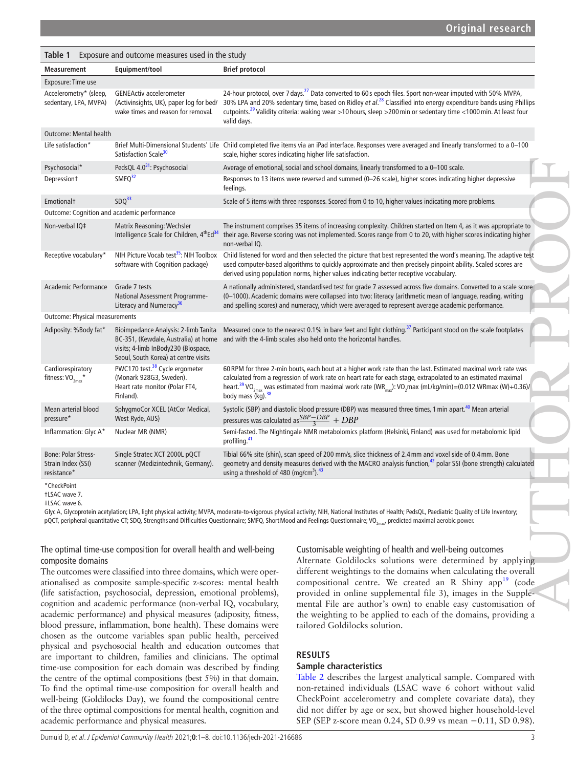**Table 1** Exposure and outcome measures used in the study

| Measurement | Equipment/tool | Brief protocol |
|---|---|---|
| Exposure: Time use | | |
| Accelerometry* (sleep, sedentary, LPA, MVPA) | GENEActiv accelerometer (Activinsights, UK), paper log for bed/wake times and reason for removal. | 24-hour protocol, over 7 days.[27] Data converted to 60s epoch files. Sport non-wear imputed with 50% MVPA, 30% LPA and 20% sedentary time, based on Ridley *et al*.[28] Classified into energy expenditure bands using Phillips cutpoints.[29] Validity criteria: waking wear >10 hours, sleep >200 min or sedentary time <1000 min. At least four valid days. |
| Outcome: Mental health | | |
| Life satisfaction* | Brief Multi-Dimensional Students' Life Satisfaction Scale[30] | Child completed five items via an iPad interface. Responses were averaged and linearly transformed to a 0–100 scale, higher scores indicating higher life satisfaction. |
| Psychosocial* | PedsQL 4.0[31]: Psychosocial | Average of emotional, social and school domains, linearly transformed to a 0–100 scale. |
| Depression† | SMFQ[32] | Responses to 13 items were reversed and summed (0–26 scale), higher scores indicating higher depressive feelings. |
| Emotional† | SDQ[33] | Scale of 5 items with three responses. Scored from 0 to 10, higher values indicating more problems. |
| Outcome: Cognition and academic performance | | |
| Non-verbal IQ‡ | Matrix Reasoning: Wechsler Intelligence Scale for Children, 4[th]Ed[34] | The instrument comprises 35 items of increasing complexity. Children started on Item 4, as it was appropriate to their age. Reverse scoring was not implemented. Scores range from 0 to 20, with higher scores indicating higher non-verbal IQ. |
| Receptive vocabulary* | NIH Picture Vocab test[35]: NIH Toolbox software with Cognition package) | Child listened for word and then selected the picture that best represented the word's meaning. The adaptive test used computer-based algorithms to quickly approximate and then precisely pinpoint ability. Scaled scores are derived using population norms, higher values indicating better receptive vocabulary. |
| Academic Performance | Grade 7 tests National Assessment Programme-Literacy and Numeracy[36] | A nationally administered, standardised test for grade 7 assessed across five domains. Converted to a scale score (0–1000). Academic domains were collapsed into two: literacy (arithmetic mean of language, reading, writing and spelling scores) and numeracy, which were averaged to represent average academic performance. |
| Outcome: Physical measurements | | |
| Adiposity: %Body fat* | Bioimpedance Analysis: 2-limb Tanita BC-351, (Kewdale, Australia) at home visits; 4-limb InBody230 (Biospace, Seoul, South Korea) at centre visits | Measured once to the nearest 0.1% in bare feet and light clothing.[37] Participant stood on the scale footplates and with the 4-limb scales also held onto the horizontal handles. |
| Cardiorespiratory fitness: $VO_{2max}$* | PWC170 test.[38] Cycle ergometer (Monark 928G3, Sweden). Heart rate monitor (Polar FT4, Finland). | 60 RPM for three 2-min bouts, each bout at a higher work rate than the last. Estimated maximal work rate was calculated from a regression of work rate on heart rate for each stage, extrapolated to an estimated maximal heart.[39] $VO_{2max}$ was estimated from maximal work rate ($WR_{max}$): $VO_2$max (mL/kg/min)=(0.012 WRmax (W)+0.36)/body mass (kg).[38] |
| Mean arterial blood pressure* | SphygmoCor XCEL (AtCor Medical, West Ryde, AUS) | Systolic (SBP) and diastolic blood pressure (DBP) was measured three times, 1 min apart.[40] Mean arterial pressures was calculated as $\frac{SBP-DBP}{3} + DBP$ |
| Inflammation: Glyc A* | Nuclear MR (NMR) | Semi-fasted. The Nightingale NMR metabolomics platform (Helsinki, Finland) was used for metabolomic lipid profiling.[41] |
| Bone: Polar Stress-Strain Index (SSI) resistance* | Single Stratec XCT 2000L pQCT scanner (Medizintechnik, Germany). | Tibial 66% site (shin), scan speed of 200 mm/s, slice thickness of 2.4 mm and voxel side of 0.4 mm. Bone geometry and density measures derived with the MACRO analysis function,[42] polar SSI (bone strength) calculated using a threshold of 480 (mg/cm³).[43] |

*CheckPoint

†LSAC wave 7.

‡LSAC wave 6.

Glyc A, Glycoprotein acetylation; LPA, light physical activity; MVPA, moderate-to-vigorous physical activity; NIH, National Institutes of Health; PedsQL, Paediatric Quality of Life Inventory; pQCT, peripheral quantitative CT; SDQ, Strengths and Difficulties Questionnaire; SMFQ, Short Mood and Feelings Questionnaire; $VO_{2max}$, predicted maximal aerobic power.

### The optimal time-use composition for overall health and well-being composite domains

The outcomes were classified into three domains, which were operationalised as composite sample-specific z-scores: mental health (life satisfaction, psychosocial, depression, emotional problems), cognition and academic performance (non-verbal IQ, vocabulary, academic performance) and physical measures (adiposity, fitness, blood pressure, inflammation, bone health). These domains were chosen as the outcome variables span public health, perceived physical and psychosocial health and education outcomes that are important to children, families and clinicians. The optimal time-use composition for each domain was described by finding the centre of the optimal compositions (best 5%) in that domain. To find the optimal time-use composition for overall health and well-being (Goldilocks Day), we found the compositional centre of the three optimal compositions for mental health, cognition and academic performance and physical measures.

### Customisable weighting of health and well-being outcomes

Alternate Goldilocks solutions were determined by applying different weightings to the domains when calculating the overall compositional centre. We created an R Shiny app[19] (code provided in online supplemental file 3), images in the Supplemental File are author's own) to enable easy customisation of the weighting to be applied to each of the domains, providing a tailored Goldilocks solution.

## RESULTS

### Sample characteristics

Table 2 describes the largest analytical sample. Compared with non-retained individuals (LSAC wave 6 cohort without valid CheckPoint accelerometry and complete covariate data), they did not differ by age or sex, but showed higher household-level SEP (SEP z-score mean 0.24, SD 0.99 vs mean −0.11, SD 0.98).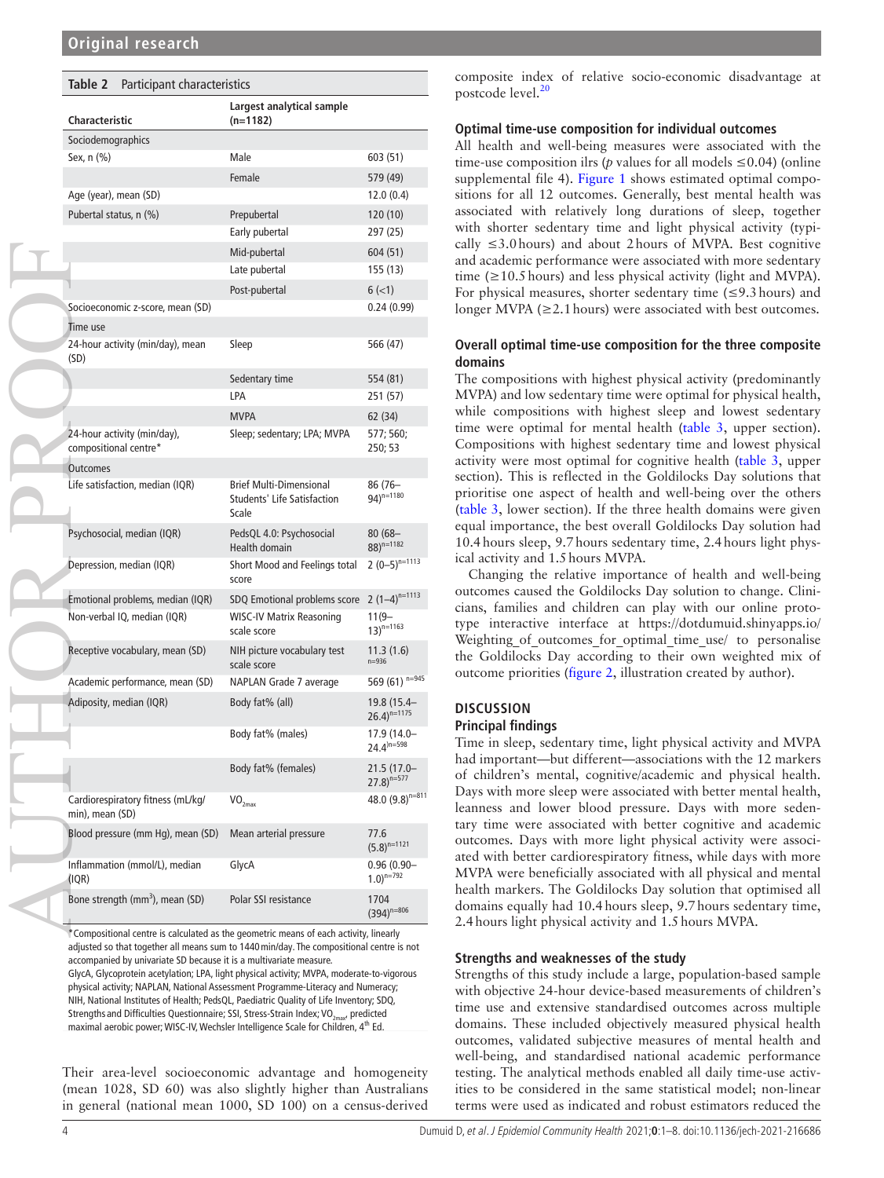**Table 2** Participant characteristics

| Characteristic | Largest analytical sample (n=1182) | |
|---|---|---|
| Sociodemographics | | |
| Sex, n (%) | Male | 603 (51) |
| | Female | 579 (49) |
| Age (year), mean (SD) | | 12.0 (0.4) |
| Pubertal status, n (%) | Prepubertal | 120 (10) |
| | Early pubertal | 297 (25) |
| | Mid-pubertal | 604 (51) |
| | Late pubertal | 155 (13) |
| | Post-pubertal | 6 (<1) |
| Socioeconomic z-score, mean (SD) | | 0.24 (0.99) |
| Time use | | |
| 24-hour activity (min/day), mean (SD) | Sleep | 566 (47) |
| | Sedentary time | 554 (81) |
| | LPA | 251 (57) |
| | MVPA | 62 (34) |
| 24-hour activity (min/day), compositional centre* | Sleep; sedentary; LPA; MVPA | 577; 560; 250; 53 |
| Outcomes | | |
| Life satisfaction, median (IQR) | Brief Multi-Dimensional Students' Life Satisfaction Scale | 86 (76–94)$^{n=1180}$ |
| Psychosocial, median (IQR) | PedsQL 4.0: Psychosocial Health domain | 80 (68–88)$^{n=1182}$ |
| Depression, median (IQR) | Short Mood and Feelings total score | 2 (0–5)$^{n=1113}$ |
| Emotional problems, median (IQR) | SDQ Emotional problems score | 2 (1–4)$^{n=1113}$ |
| Non-verbal IQ, median (IQR) | WISC-IV Matrix Reasoning scale score | 11(9–13)$^{n=1163}$ |
| Receptive vocabulary, mean (SD) | NIH picture vocabulary test scale score | 11.3 (1.6)$^{n=936}$ |
| Academic performance, mean (SD) | NAPLAN Grade 7 average | 569 (61)$^{n=945}$ |
| Adiposity, median (IQR) | Body fat% (all) | 19.8 (15.4–26.4)$^{n=1175}$ |
| | Body fat% (males) | 17.9 (14.0–24.4)$^{n=598}$ |
| | Body fat% (females) | 21.5 (17.0–27.8)$^{n=577}$ |
| Cardiorespiratory fitness (mL/kg/min), mean (SD) | $VO_{2max}$ | 48.0 (9.8)$^{n=811}$ |
| Blood pressure (mm Hg), mean (SD) | Mean arterial pressure | 77.6 (5.8)$^{n=1121}$ |
| Inflammation (mmol/L), median (IQR) | GlycA | 0.96 (0.90–1.0)$^{n=792}$ |
| Bone strength (mm$^3$), mean (SD) | Polar SSI resistance | 1704 (394)$^{n=806}$ |

*Compositional centre is calculated as the geometric means of each activity, linearly adjusted so that together all means sum to 1440 min/day. The compositional centre is not accompanied by univariate SD because it is a multivariate measure.
GlycA, Glycoprotein acetylation; LPA, light physical activity; MVPA, moderate-to-vigorous physical activity; NAPLAN, National Assessment Programme-Literacy and Numeracy; NIH, National Institutes of Health; PedsQL, Paediatric Quality of Life Inventory; SDQ, Strengths and Difficulties Questionnaire; SSI, Stress-Strain Index; $VO_{2max}$, predicted maximal aerobic power; WISC-IV, Wechsler Intelligence Scale for Children, 4th Ed.

Their area-level socioeconomic advantage and homogeneity (mean 1028, SD 60) was also slightly higher than Australians in general (national mean 1000, SD 100) on a census-derived composite index of relative socio-economic disadvantage at postcode level.[20]

### Optimal time-use composition for individual outcomes

All health and well-being measures were associated with the time-use composition ilrs ($p$ values for all models ≤0.04) (online supplemental file 4). Figure 1 shows estimated optimal compositions for all 12 outcomes. Generally, best mental health was associated with relatively long durations of sleep, together with shorter sedentary time and light physical activity (typically ≤3.0 hours) and about 2 hours of MVPA. Best cognitive and academic performance were associated with more sedentary time (≥10.5 hours) and less physical activity (light and MVPA). For physical measures, shorter sedentary time (≤9.3 hours) and longer MVPA (≥2.1 hours) were associated with best outcomes.

### Overall optimal time-use composition for the three composite domains

The compositions with highest physical activity (predominantly MVPA) and low sedentary time were optimal for physical health, while compositions with highest sleep and lowest sedentary time were optimal for mental health (table 3, upper section). Compositions with highest sedentary time and lowest physical activity were most optimal for cognitive health (table 3, upper section). This is reflected in the Goldilocks Day solutions that prioritise one aspect of health and well-being over the others (table 3, lower section). If the three health domains were given equal importance, the best overall Goldilocks Day solution had 10.4 hours sleep, 9.7 hours sedentary time, 2.4 hours light physical activity and 1.5 hours MVPA.

Changing the relative importance of health and well-being outcomes caused the Goldilocks Day solution to change. Clinicians, families and children can play with our online prototype interactive interface at https://dotdumuid.shinyapps.io/Weighting_of_outcomes_for_optimal_time_use/ to personalise the Goldilocks Day according to their own weighted mix of outcome priorities (figure 2, illustration created by author).

## DISCUSSION

### Principal findings

Time in sleep, sedentary time, light physical activity and MVPA had important—but different—associations with the 12 markers of children's mental, cognitive/academic and physical health. Days with more sleep were associated with better mental health, leanness and lower blood pressure. Days with more sedentary time were associated with better cognitive and academic outcomes. Days with more light physical activity were associated with better cardiorespiratory fitness, while days with more MVPA were beneficially associated with all physical and mental health markers. The Goldilocks Day solution that optimised all domains equally had 10.4 hours sleep, 9.7 hours sedentary time, 2.4 hours light physical activity and 1.5 hours MVPA.

### Strengths and weaknesses of the study

Strengths of this study include a large, population-based sample with objective 24-hour device-based measurements of children's time use and extensive standardised outcomes across multiple domains. These included objectively measured physical health outcomes, validated subjective measures of mental health and well-being, and standardised national academic performance testing. The analytical methods enabled all daily time-use activities to be considered in the same statistical model; non-linear terms were used as indicated and robust estimators reduced the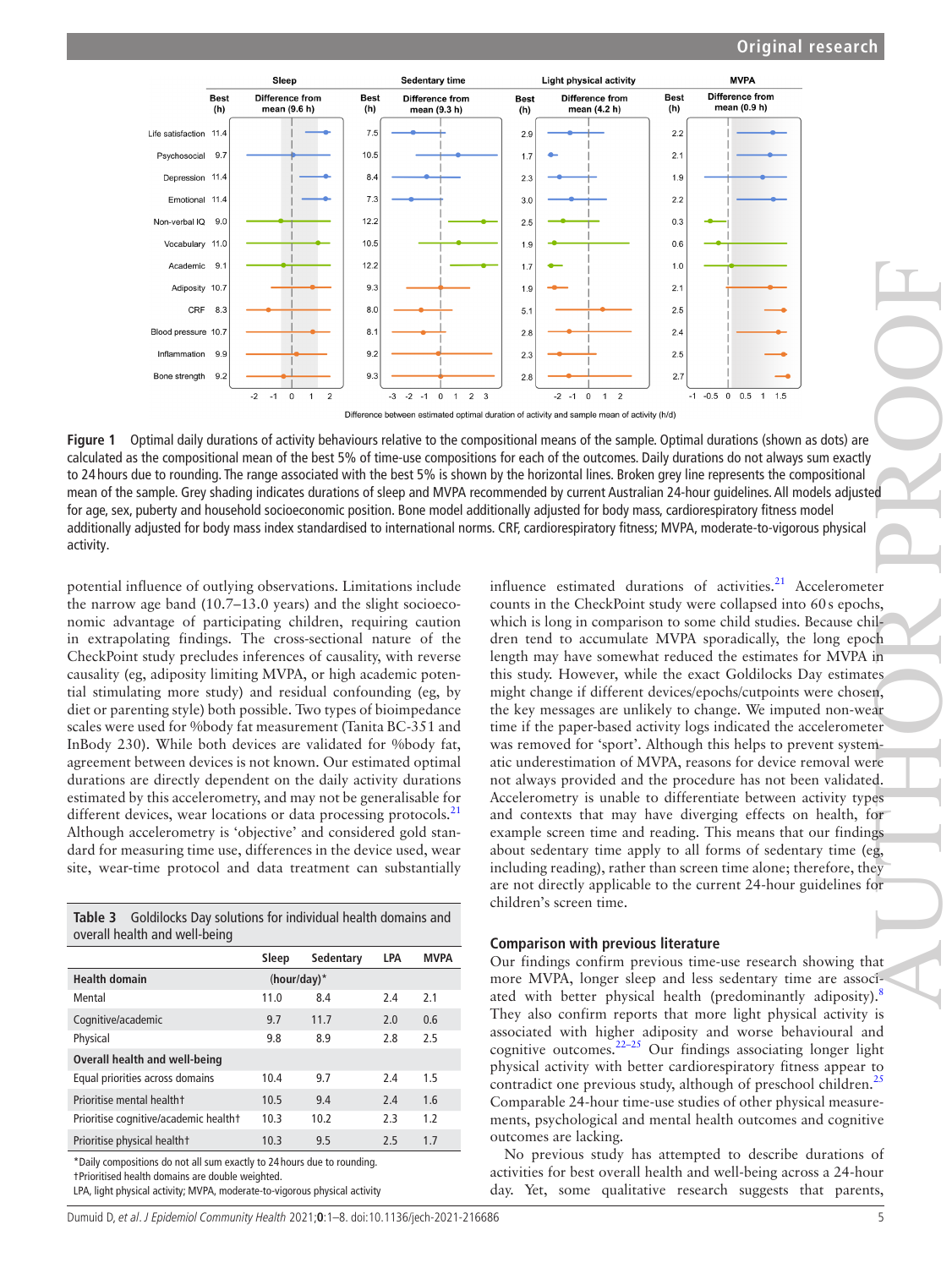Figure 1 Optimal daily durations of activity behaviours relative to the compositional means of the sample. Optimal durations (shown as dots) are calculated as the compositional mean of the best 5% of time-use compositions for each of the outcomes. Daily durations do not always sum exactly to 24 hours due to rounding. The range associated with the best 5% is shown by the horizontal lines. Broken grey line represents the compositional mean of the sample. Grey shading indicates durations of sleep and MVPA recommended by current Australian 24-hour guidelines. All models adjusted for age, sex, puberty and household socioeconomic position. Bone model additionally adjusted for body mass, cardiorespiratory fitness model additionally adjusted for body mass index standardised to international norms. CRF, cardiorespiratory fitness; MVPA, moderate-to-vigorous physical activity.

potential influence of outlying observations. Limitations include the narrow age band (10.7–13.0 years) and the slight socioeconomic advantage of participating children, requiring caution in extrapolating findings. The cross-sectional nature of the CheckPoint study precludes inferences of causality, with reverse causality (eg, adiposity limiting MVPA, or high academic potential stimulating more study) and residual confounding (eg, by diet or parenting style) both possible. Two types of bioimpedance scales were used for %body fat measurement (Tanita BC-351 and InBody 230). While both devices are validated for %body fat, agreement between devices is not known. Our estimated optimal durations are directly dependent on the daily activity durations estimated by this accelerometry, and may not be generalisable for different devices, wear locations or data processing protocols.[21] Although accelerometry is 'objective' and considered gold standard for measuring time use, differences in the device used, wear site, wear-time protocol and data treatment can substantially influence estimated durations of activities.[21] Accelerometer counts in the CheckPoint study were collapsed into 60 s epochs, which is long in comparison to some child studies. Because children tend to accumulate MVPA sporadically, the long epoch length may have somewhat reduced the estimates for MVPA in this study. However, while the exact Goldilocks Day estimates might change if different devices/epochs/cutpoints were chosen, the key messages are unlikely to change. We imputed non-wear time if the paper-based activity logs indicated the accelerometer was removed for 'sport'. Although this helps to prevent systematic underestimation of MVPA, reasons for device removal were not always provided and the procedure has not been validated. Accelerometry is unable to differentiate between activity types and contexts that may have diverging effects on health, for example screen time and reading. This means that our findings about sedentary time apply to all forms of sedentary time (eg, including reading), rather than screen time alone; therefore, they are not directly applicable to the current 24-hour guidelines for children's screen time.

**Table 3** Goldilocks Day solutions for individual health domains and overall health and well-being

| | Sleep | Sedentary | LPA | MVPA |
|---|---|---|---|---|
| **Health domain** | (hour/day)* | | | |
| Mental | 11.0 | 8.4 | 2.4 | 2.1 |
| Cognitive/academic | 9.7 | 11.7 | 2.0 | 0.6 |
| Physical | 9.8 | 8.9 | 2.8 | 2.5 |
| **Overall health and well-being** | | | | |
| Equal priorities across domains | 10.4 | 9.7 | 2.4 | 1.5 |
| Prioritise mental health† | 10.5 | 9.4 | 2.4 | 1.6 |
| Prioritise cognitive/academic health† | 10.3 | 10.2 | 2.3 | 1.2 |
| Prioritise physical health† | 10.3 | 9.5 | 2.5 | 1.7 |

*Daily compositions do not all sum exactly to 24 hours due to rounding.
†Prioritised health domains are double weighted.
LPA, light physical activity; MVPA, moderate-to-vigorous physical activity

## Comparison with previous literature

Our findings confirm previous time-use research showing that more MVPA, longer sleep and less sedentary time are associated with better physical health (predominantly adiposity).[8] They also confirm reports that more light physical activity is associated with higher adiposity and worse behavioural and cognitive outcomes.[22–25] Our findings associating longer light physical activity with better cardiorespiratory fitness appear to contradict one previous study, although of preschool children.[25] Comparable 24-hour time-use studies of other physical measurements, psychological and mental health outcomes and cognitive outcomes are lacking.

No previous study has attempted to describe durations of activities for best overall health and well-being across a 24-hour day. Yet, some qualitative research suggests that parents,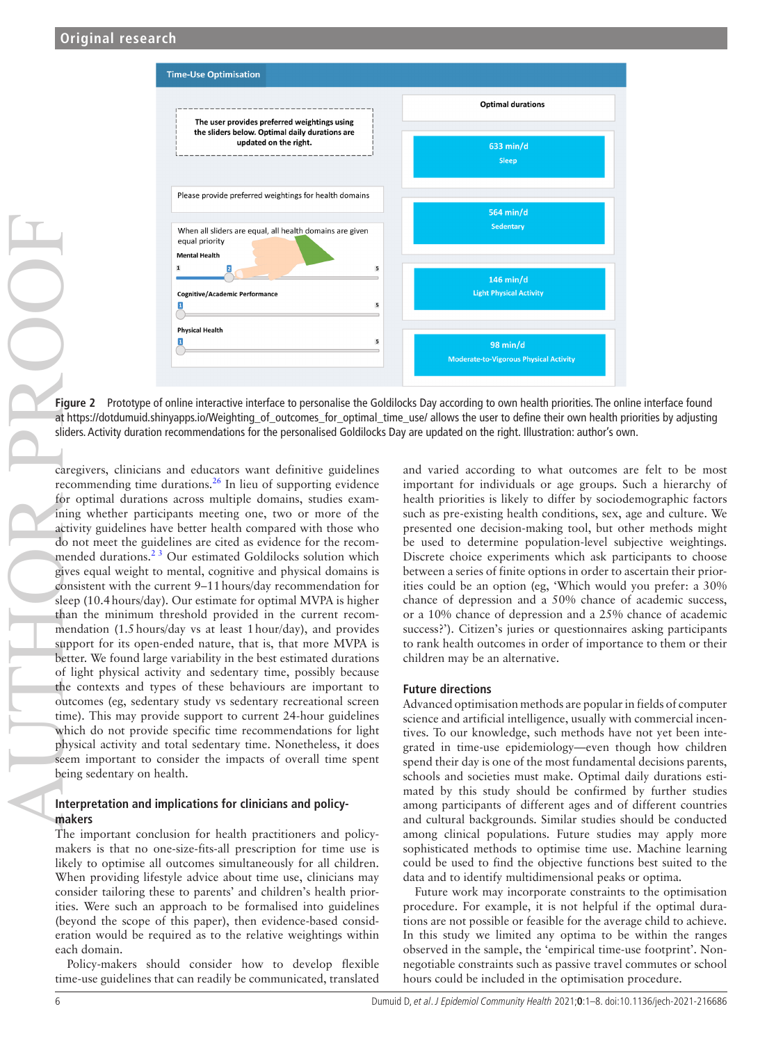Figure 2 Prototype of online interactive interface to personalise the Goldilocks Day according to own health priorities. The online interface found at https://dotdumuid.shinyapps.io/Weighting_of_outcomes_for_optimal_time_use/ allows the user to define their own health priorities by adjusting sliders. Activity duration recommendations for the personalised Goldilocks Day are updated on the right. Illustration: author's own.

caregivers, clinicians and educators want definitive guidelines recommending time durations.[26] In lieu of supporting evidence for optimal durations across multiple domains, studies examining whether participants meeting one, two or more of the activity guidelines have better health compared with those who do not meet the guidelines are cited as evidence for the recommended durations.[2 3] Our estimated Goldilocks solution which gives equal weight to mental, cognitive and physical domains is consistent with the current 9–11 hours/day recommendation for sleep (10.4 hours/day). Our estimate for optimal MVPA is higher than the minimum threshold provided in the current recommendation (1.5 hours/day vs at least 1 hour/day), and provides support for its open-ended nature, that is, that more MVPA is better. We found large variability in the best estimated durations of light physical activity and sedentary time, possibly because the contexts and types of these behaviours are important to outcomes (eg, sedentary study vs sedentary recreational screen time). This may provide support to current 24-hour guidelines which do not provide specific time recommendations for light physical activity and total sedentary time. Nonetheless, it does seem important to consider the impacts of overall time spent being sedentary on health.

### Interpretation and implications for clinicians and policy-makers

The important conclusion for health practitioners and policy-makers is that no one-size-fits-all prescription for time use is likely to optimise all outcomes simultaneously for all children. When providing lifestyle advice about time use, clinicians may consider tailoring these to parents' and children's health priorities. Were such an approach to be formalised into guidelines (beyond the scope of this paper), then evidence-based consideration would be required as to the relative weightings within each domain.

Policy-makers should consider how to develop flexible time-use guidelines that can readily be communicated, translated and varied according to what outcomes are felt to be most important for individuals or age groups. Such a hierarchy of health priorities is likely to differ by sociodemographic factors such as pre-existing health conditions, sex, age and culture. We presented one decision-making tool, but other methods might be used to determine population-level subjective weightings. Discrete choice experiments which ask participants to choose between a series of finite options in order to ascertain their priorities could be an option (eg, 'Which would you prefer: a 30% chance of depression and a 50% chance of academic success, or a 10% chance of depression and a 25% chance of academic success?'). Citizen's juries or questionnaires asking participants to rank health outcomes in order of importance to them or their children may be an alternative.

### Future directions

Advanced optimisation methods are popular in fields of computer science and artificial intelligence, usually with commercial incentives. To our knowledge, such methods have not yet been integrated in time-use epidemiology—even though how children spend their day is one of the most fundamental decisions parents, schools and societies must make. Optimal daily durations estimated by this study should be confirmed by further studies among participants of different ages and of different countries and cultural backgrounds. Similar studies should be conducted among clinical populations. Future studies may apply more sophisticated methods to optimise time use. Machine learning could be used to find the objective functions best suited to the data and to identify multidimensional peaks or optima.

Future work may incorporate constraints to the optimisation procedure. For example, it is not helpful if the optimal durations are not possible or feasible for the average child to achieve. In this study we limited any optima to be within the ranges observed in the sample, the 'empirical time-use footprint'. Non-negotiable constraints such as passive travel commutes or school hours could be included in the optimisation procedure.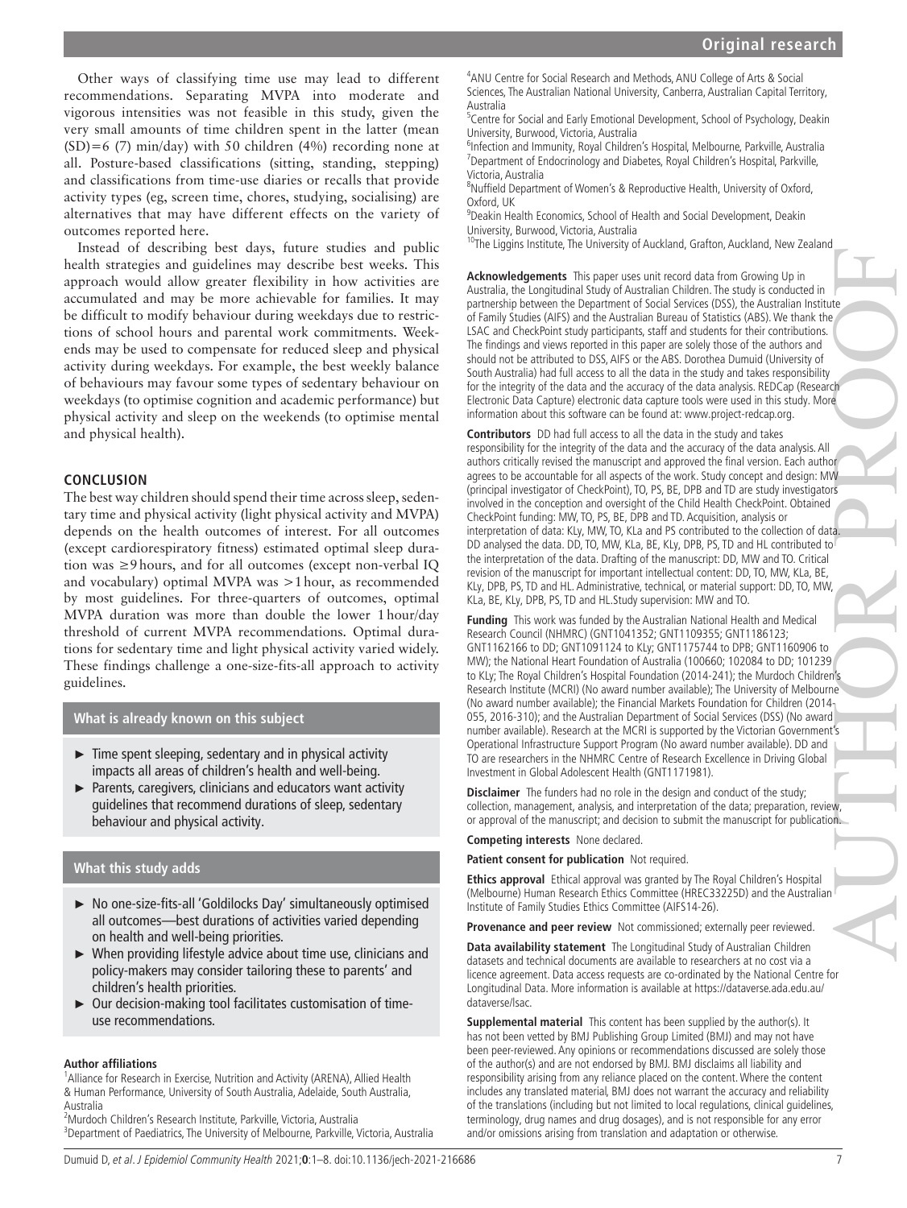Other ways of classifying time use may lead to different recommendations. Separating MVPA into moderate and vigorous intensities was not feasible in this study, given the very small amounts of time children spent in the latter (mean (SD)=6 (7) min/day) with 50 children (4%) recording none at all. Posture-based classifications (sitting, standing, stepping) and classifications from time-use diaries or recalls that provide activity types (eg, screen time, chores, studying, socialising) are alternatives that may have different effects on the variety of outcomes reported here.

Instead of describing best days, future studies and public health strategies and guidelines may describe best weeks. This approach would allow greater flexibility in how activities are accumulated and may be more achievable for families. It may be difficult to modify behaviour during weekdays due to restrictions of school hours and parental work commitments. Weekends may be used to compensate for reduced sleep and physical activity during weekdays. For example, the best weekly balance of behaviours may favour some types of sedentary behaviour on weekdays (to optimise cognition and academic performance) but physical activity and sleep on the weekends (to optimise mental and physical health).

## CONCLUSION

The best way children should spend their time across sleep, sedentary time and physical activity (light physical activity and MVPA) depends on the health outcomes of interest. For all outcomes (except cardiorespiratory fitness) estimated optimal sleep duration was ≥9 hours, and for all outcomes (except non-verbal IQ and vocabulary) optimal MVPA was >1 hour, as recommended by most guidelines. For three-quarters of outcomes, optimal MVPA duration was more than double the lower 1 hour/day threshold of current MVPA recommendations. Optimal durations for sedentary time and light physical activity varied widely. These findings challenge a one-size-fits-all approach to activity guidelines.

### What is already known on this subject

- Time spent sleeping, sedentary and in physical activity impacts all areas of children's health and well-being.
- Parents, caregivers, clinicians and educators want activity guidelines that recommend durations of sleep, sedentary behaviour and physical activity.

### What this study adds

- No one-size-fits-all 'Goldilocks Day' simultaneously optimised all outcomes—best durations of activities varied depending on health and well-being priorities.
- When providing lifestyle advice about time use, clinicians and policy-makers may consider tailoring these to parents' and children's health priorities.
- Our decision-making tool facilitates customisation of time-use recommendations.

**Author affiliations**

[1]Alliance for Research in Exercise, Nutrition and Activity (ARENA), Allied Health & Human Performance, University of South Australia, Adelaide, South Australia, Australia
[2]Murdoch Children's Research Institute, Parkville, Victoria, Australia
[3]Department of Paediatrics, The University of Melbourne, Parkville, Victoria, Australia
[4]ANU Centre for Social Research and Methods, ANU College of Arts & Social Sciences, The Australian National University, Canberra, Australian Capital Territory, Australia
[5]Centre for Social and Early Emotional Development, School of Psychology, Deakin University, Burwood, Victoria, Australia
[6]Infection and Immunity, Royal Children's Hospital, Melbourne, Parkville, Australia
[7]Department of Endocrinology and Diabetes, Royal Children's Hospital, Parkville, Victoria, Australia
[8]Nuffield Department of Women's & Reproductive Health, University of Oxford, Oxford, UK
[9]Deakin Health Economics, School of Health and Social Development, Deakin University, Burwood, Victoria, Australia
[10]The Liggins Institute, The University of Auckland, Grafton, Auckland, New Zealand

**Acknowledgements** This paper uses unit record data from Growing Up in Australia, the Longitudinal Study of Australian Children. The study is conducted in partnership between the Department of Social Services (DSS), the Australian Institute of Family Studies (AIFS) and the Australian Bureau of Statistics (ABS). We thank the LSAC and CheckPoint study participants, staff and students for their contributions. The findings and views reported in this paper are solely those of the authors and should not be attributed to DSS, AIFS or the ABS. Dorothea Dumuid (University of South Australia) had full access to all the data in the study and takes responsibility for the integrity of the data and the accuracy of the data analysis. REDCap (Research Electronic Data Capture) electronic data capture tools were used in this study. More information about this software can be found at: www.project-redcap.org.

**Contributors** DD had full access to all the data in the study and takes responsibility for the integrity of the data and the accuracy of the data analysis. All authors critically revised the manuscript and approved the final version. Each author agrees to be accountable for all aspects of the work. Study concept and design: MW (principal investigator of CheckPoint), TO, PS, BE, DPB and TD are study investigators involved in the conception and oversight of the Child Health CheckPoint. Obtained CheckPoint funding: MW, TO, PS, BE, DPB and TD. Acquisition, analysis or interpretation of data: KLy, MW, TO, KLa and PS contributed to the collection of data. DD analysed the data. DD, TO, MW, KLa, BE, KLy, DPB, PS, TD and HL contributed to the interpretation of the data. Drafting of the manuscript: DD, MW and TO. Critical revision of the manuscript for important intellectual content: DD, TO, MW, KLa, BE, KLy, DPB, PS, TD and HL. Administrative, technical, or material support: DD, TO, MW, KLa, BE, KLy, DPB, PS, TD and HL.Study supervision: MW and TO.

**Funding** This work was funded by the Australian National Health and Medical Research Council (NHMRC) (GNT1041352; GNT1109355; GNT1186123; GNT1162166 to DD; GNT1091124 to KLy; GNT1175744 to DPB; GNT1160906 to MW); the National Heart Foundation of Australia (100660; 102084 to DD; 101239 to KLy; The Royal Children's Hospital Foundation (2014-241); the Murdoch Children's Research Institute (MCRI) (No award number available); The University of Melbourne (No award number available); the Financial Markets Foundation for Children (2014-055, 2016-310); and the Australian Department of Social Services (DSS) (No award number available). Research at the MCRI is supported by the Victorian Government's Operational Infrastructure Support Program (No award number available). DD and TO are researchers in the NHMRC Centre of Research Excellence in Driving Global Investment in Global Adolescent Health (GNT1171981).

**Disclaimer** The funders had no role in the design and conduct of the study; collection, management, analysis, and interpretation of the data; preparation, review, or approval of the manuscript; and decision to submit the manuscript for publication.

**Competing interests** None declared.

**Patient consent for publication** Not required.

**Ethics approval** Ethical approval was granted by The Royal Children's Hospital (Melbourne) Human Research Ethics Committee (HREC33225D) and the Australian Institute of Family Studies Ethics Committee (AIFS14-26).

**Provenance and peer review** Not commissioned; externally peer reviewed.

**Data availability statement** The Longitudinal Study of Australian Children datasets and technical documents are available to researchers at no cost via a licence agreement. Data access requests are co-ordinated by the National Centre for Longitudinal Data. More information is available at https://dataverse.ada.edu.au/dataverse/lsac.

**Supplemental material** This content has been supplied by the author(s). It has not been vetted by BMJ Publishing Group Limited (BMJ) and may not have been peer-reviewed. Any opinions or recommendations discussed are solely those of the author(s) and are not endorsed by BMJ. BMJ disclaims all liability and responsibility arising from any reliance placed on the content. Where the content includes any translated material, BMJ does not warrant the accuracy and reliability of the translations (including but not limited to local regulations, clinical guidelines, terminology, drug names and drug dosages), and is not responsible for any error and/or omissions arising from translation and adaptation or otherwise.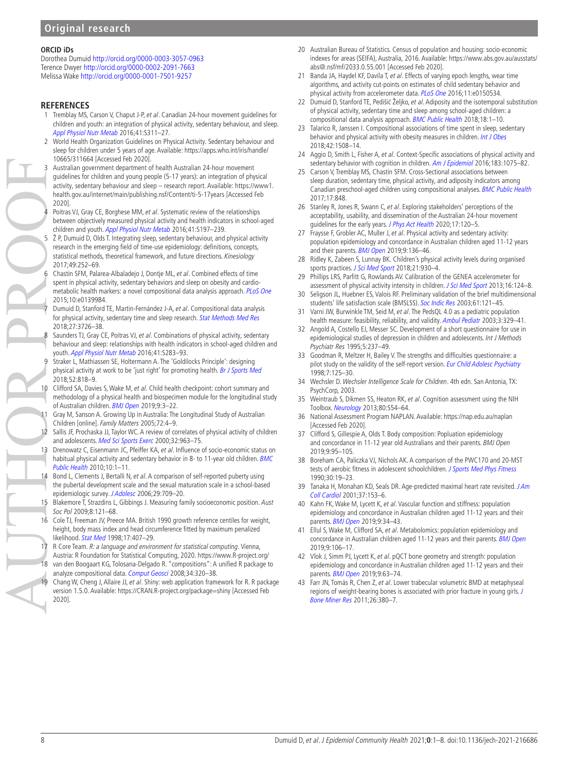**ORCID iDs**

Dorothea Dumuid http://orcid.org/0000-0003-3057-0963
Terence Dwyer http://orcid.org/0000-0002-2091-7663
Melissa Wake http://orcid.org/0000-0001-7501-9257

## REFERENCES

1. Tremblay MS, Carson V, Chaput J-P, *et al*. Canadian 24-hour movement guidelines for children and youth: an integration of physical activity, sedentary behaviour, and sleep. *Appl Physiol Nutr Metab* 2016;41:S311–27.
2. World Health Organization Guidelines on Physical Activity. Sedentary behaviour and sleep for children under 5 years of age. Available: https://apps.who.int/iris/handle/10665/311664 [Accessed Feb 2020].
3. Australian government department of health Australian 24-hour movement guidelines for children and young people (5-17 years): an integration of physical activity, sedentary behaviour and sleep – research report. Available: https://www1.health.gov.au/internet/main/publishing.nsf/Content/ti-5-17years [Accessed Feb 2020].
4. Poitras VJ, Gray CE, Borghese MM, *et al*. Systematic review of the relationships between objectively measured physical activity and health indicators in school-aged children and youth. *Appl Physiol Nutr Metab* 2016;41:S197–239.
5. Ž P, Dumuid D, Olds T. Integrating sleep, sedentary behaviour, and physical activity research in the emerging field of time-use epidemiology: definitions, concepts, statistical methods, theoretical framework, and future directions. *Kinesiology* 2017;49:252–69.
6. Chastin SFM, Palarea-Albaladejo J, Dontje ML, *et al*. Combined effects of time spent in physical activity, sedentary behaviors and sleep on obesity and cardio-metabolic health markers: a novel compositional data analysis approach. *PLoS One* 2015;10:e0139984.
7. Dumuid D, Stanford TE, Martin-Fernández J-A, *et al*. Compositional data analysis for physical activity, sedentary time and sleep research. *Stat Methods Med Res* 2018;27:3726–38.
8. Saunders TJ, Gray CE, Poitras VJ, *et al*. Combinations of physical activity, sedentary behaviour and sleep: relationships with health indicators in school-aged children and youth. *Appl Physiol Nutr Metab* 2016;41:S283–93.
9. Straker L, Mathiassen SE, Holtermann A. The 'Goldilocks Principle': designing physical activity at work to be 'just right' for promoting health. *Br J Sports Med* 2018;52:818–9.
10. Clifford SA, Davies S, Wake M, *et al*. Child health checkpoint: cohort summary and methodology of a physical health and biospecimen module for the longitudinal study of Australian children. *BMJ Open* 2019;9:3–22.
11. Gray M, Sanson A. Growing Up in Australia: The Longitudinal Study of Australian Children [online]. *Family Matters* 2005;72:4–9.
12. Sallis JF, Prochaska JJ, Taylor WC. A review of correlates of physical activity of children and adolescents. *Med Sci Sports Exerc* 2000;32:963–75.
13. Drenowatz C, Eisenmann JC, Pfeiffer KA, *et al*. Influence of socio-economic status on habitual physical activity and sedentary behavior in 8- to 11-year old children. *BMC Public Health* 2010;10:1–11.
14. Bond L, Clements J, Bertalli N, *et al*. A comparison of self-reported puberty using the pubertal development scale and the sexual maturation scale in a school-based epidemiologic survey. *J Adolesc* 2006;29:709–20.
15. Blakemore T, Strazdins L, Gibbings J. Measuring family socioeconomic position. *Aust Soc Pol* 2009;8:121–68.
16. Cole TJ, Freeman JV, Preece MA. British 1990 growth reference centiles for weight, height, body mass index and head circumference fitted by maximum penalized likelihood. *Stat Med* 1998;17:407–29.
17. R Core Team. *R: a language and environment for statistical computing*. Vienna, Austria: R Foundation for Statistical Computing, 2020. https://www.R-project.org/
18. van den Boogaart KG, Tolosana-Delgado R. "compositions": A unified R package to analyze compositional data. *Comput Geosci* 2008;34:320–38.
19. Chang W, Cheng J, Allaire JJ, *et al*. Shiny: web application framework for R. R package version 1.5.0. Available: https://CRAN.R-project.org/package=shiny [Accessed Feb 2020].
20. Australian Bureau of Statistics. Census of population and housing: socio-economic indexes for areas (SEIFA), Australia, 2016. Available: https://www.abs.gov.au/ausstats/abs@.nsf/mf/2033.0.55.001 [Accessed Feb 2020].
21. Banda JA, Haydel KF, Davila T, *et al*. Effects of varying epoch lengths, wear time algorithms, and activity cut-points on estimates of child sedentary behavior and physical activity from accelerometer data. *PLoS One* 2016;11:e0150534.
22. Dumuid D, Stanford TE, Pedišić Željko, *et al*. Adiposity and the isotemporal substitution of physical activity, sedentary time and sleep among school-aged children: a compositional data analysis approach. *BMC Public Health* 2018;18:1–10.
23. Talarico R, Janssen I. Compositional associations of time spent in sleep, sedentary behavior and physical activity with obesity measures in children. *Int J Obes* 2018;42:1508–14.
24. Aggio D, Smith L, Fisher A, *et al*. Context-Specific associations of physical activity and sedentary behavior with cognition in children. *Am J Epidemiol* 2016;183:1075–82.
25. Carson V, Tremblay MS, Chastin SFM. Cross-Sectional associations between sleep duration, sedentary time, physical activity, and adiposity indicators among Canadian preschool-aged children using compositional analyses. *BMC Public Health* 2017;17:848.
26. Stanley R, Jones R, Swann C, *et al*. Exploring stakeholders' perceptions of the acceptability, usability, and dissemination of the Australian 24-hour movement guidelines for the early years. *J Phys Act Health* 2020;17:120–5.
27. Fraysse F, Grobler AC, Muller J, *et al*. Physical activity and sedentary activity: population epidemiology and concordance in Australian children aged 11-12 years and their parents. *BMJ Open* 2019;9:136–46.
28. Ridley K, Zabeen S, Lunnay BK. Children's physical activity levels during organised sports practices. *J Sci Med Sport* 2018;21:930–4.
29. Phillips LRS, Parfitt G, Rowlands AV. Calibration of the GENEA accelerometer for assessment of physical activity intensity in children. *J Sci Med Sport* 2013;16:124–8.
30. Seligson JL, Huebner ES, Valois RF. Preliminary validation of the brief multidimensional students' life satisfaction scale (BMSLSS). *Soc Indic Res* 2003;61:121–45.
31. Varni JW, Burwinkle TM, Seid M, *et al*. The PedsQL 4.0 as a pediatric population health measure: feasibility, reliability, and validity. *Ambul Pediatr* 2003;3:329–41.
32. Angold A, Costello EJ, Messer SC. Development of a short questionnaire for use in epidemiological studies of depression in children and adolescents. *Int J Methods Psychiatr Res* 1995;5:237–49.
33. Goodman R, Meltzer H, Bailey V. The strengths and difficulties questionnaire: a pilot study on the validity of the self-report version. *Eur Child Adolesc Psychiatry* 1998;7:125–30.
34. Wechsler D. *Wechsler Intelligence Scale for Children*. 4th edn. San Antonia, TX: PsychCorp, 2003.
35. Weintraub S, Dikmen SS, Heaton RK, *et al*. Cognition assessment using the NIH Toolbox. *Neurology* 2013;80:S54–64.
36. National Assessment Program NAPLAN. Available: https://nap.edu.au/naplan [Accessed Feb 2020].
37. Clifford S, Gillespie A, Olds T. Body composition: Popluation epidemiology and concordance in 11-12 year old Australians and their parents. *BMJ Open* 2019;9:95–105.
38. Boreham CA, Paliczka VJ, Nichols AK. A comparison of the PWC170 and 20-MST tests of aerobic fitness in adolescent schoolchildren. *J Sports Med Phys Fitness* 1990;30:19–23.
39. Tanaka H, Monahan KD, Seals DR. Age-predicted maximal heart rate revisited. *J Am Coll Cardiol* 2001;37:153–6.
40. Kahn FK, Wake M, Lycett K, *et al*. Vascular function and stiffness: population epidemiology and concordance in Australian children aged 11-12 years and their parents. *BMJ Open* 2019;9:34–43.
41. Ellul S, Wake M, Clifford SA, *et al*. Metabolomics: population epidemiology and concordance in Australian children aged 11-12 years and their parents. *BMJ Open* 2019;9:106–17.
42. Vlok J, Simm PJ, Lycett K, *et al*. pQCT bone geometry and strength: population epidemiology and concordance in Australian children aged 11-12 years and their parents. *BMJ Open* 2019;9:63–74.
43. Farr JN, Tomás R, Chen Z, *et al*. Lower trabecular volumetric BMD at metaphyseal regions of weight-bearing bones is associated with prior fracture in young girls. *J Bone Miner Res* 2011;26:380–7.